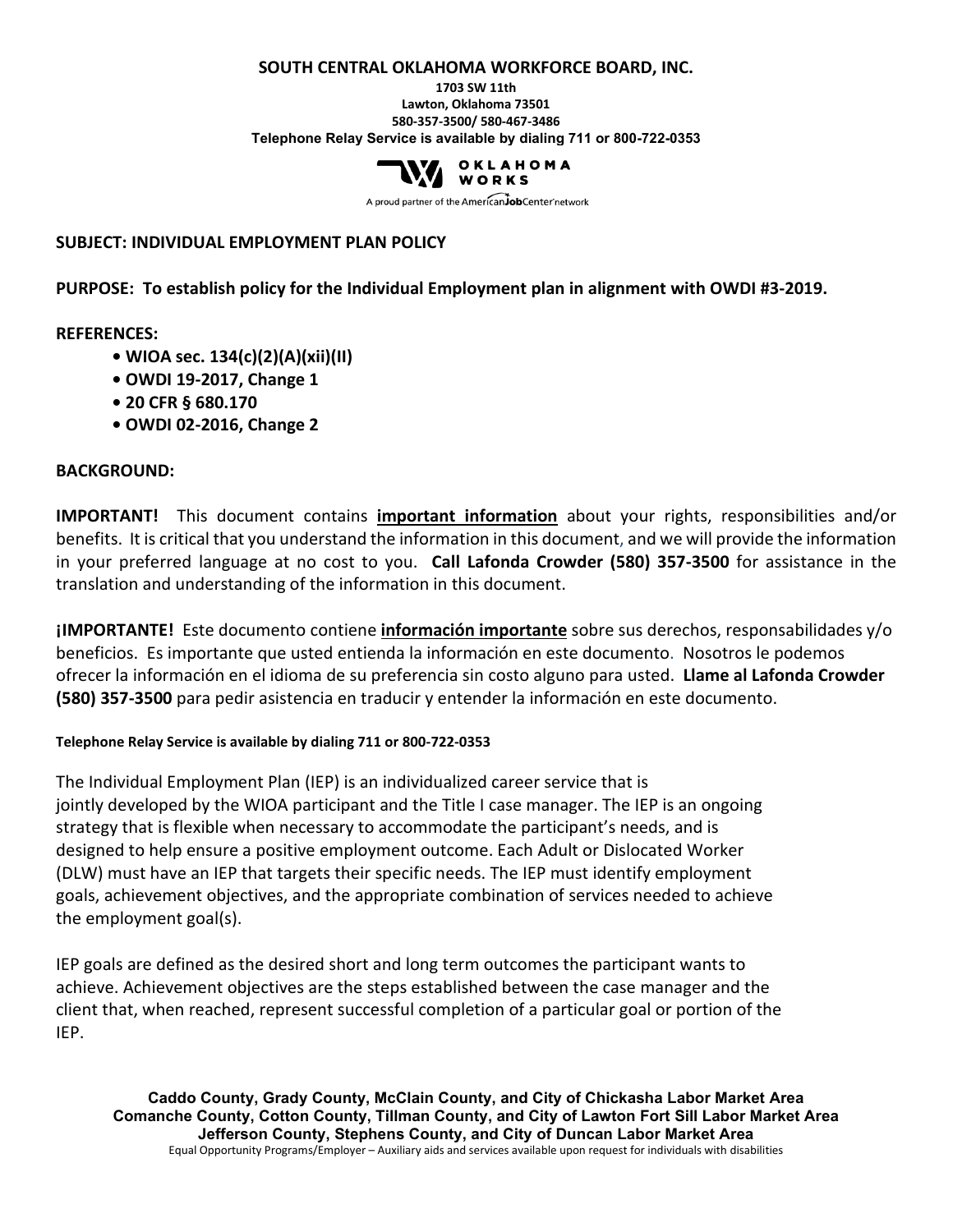**SOUTH CENTRAL OKLAHOMA WORKFORCE BOARD, INC.**
**1703 SW 11th**
**Lawton, Oklahoma 73501**
**580-357-3500/ 580-467-3486**
**Telephone Relay Service is available by dialing 711 or 800-722-0353**

OKLAHOMA WORKS
A proud partner of the AmericanJobCenter network

**SUBJECT: INDIVIDUAL EMPLOYMENT PLAN POLICY**

**PURPOSE: To establish policy for the Individual Employment plan in alignment with OWDI #3-2019.**

**REFERENCES:**

- **WIOA sec. 134(c)(2)(A)(xii)(II)**
- **OWDI 19-2017, Change 1**
- **20 CFR § 680.170**
- **OWDI 02-2016, Change 2**

**BACKGROUND:**

**IMPORTANT!** This document contains **important information** about your rights, responsibilities and/or benefits. It is critical that you understand the information in this document, and we will provide the information in your preferred language at no cost to you. **Call Lafonda Crowder (580) 357-3500** for assistance in the translation and understanding of the information in this document.

**¡IMPORTANTE!** Este documento contiene **información importante** sobre sus derechos, responsabilidades y/o beneficios. Es importante que usted entienda la información en este documento. Nosotros le podemos ofrecer la información en el idioma de su preferencia sin costo alguno para usted. **Llame al Lafonda Crowder (580) 357-3500** para pedir asistencia en traducir y entender la información en este documento.

**Telephone Relay Service is available by dialing 711 or 800-722-0353**

The Individual Employment Plan (IEP) is an individualized career service that is jointly developed by the WIOA participant and the Title I case manager. The IEP is an ongoing strategy that is flexible when necessary to accommodate the participant's needs, and is designed to help ensure a positive employment outcome. Each Adult or Dislocated Worker (DLW) must have an IEP that targets their specific needs. The IEP must identify employment goals, achievement objectives, and the appropriate combination of services needed to achieve the employment goal(s).

IEP goals are defined as the desired short and long term outcomes the participant wants to achieve. Achievement objectives are the steps established between the case manager and the client that, when reached, represent successful completion of a particular goal or portion of the IEP.

**Caddo County, Grady County, McClain County, and City of Chickasha Labor Market Area**
**Comanche County, Cotton County, Tillman County, and City of Lawton Fort Sill Labor Market Area**
**Jefferson County, Stephens County, and City of Duncan Labor Market Area**
Equal Opportunity Programs/Employer – Auxiliary aids and services available upon request for individuals with disabilities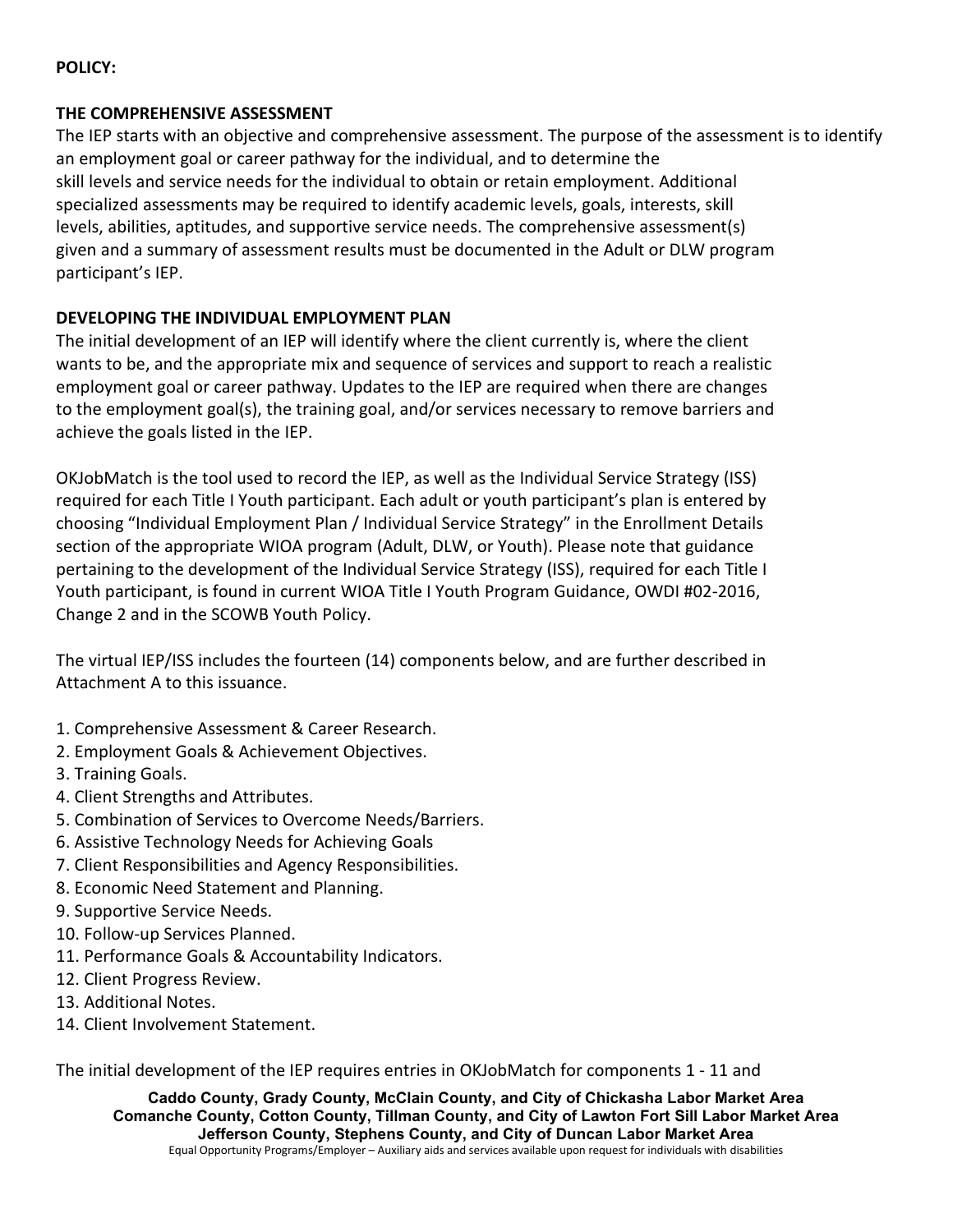**POLICY:**

**THE COMPREHENSIVE ASSESSMENT**

The IEP starts with an objective and comprehensive assessment. The purpose of the assessment is to identify an employment goal or career pathway for the individual, and to determine the skill levels and service needs for the individual to obtain or retain employment. Additional specialized assessments may be required to identify academic levels, goals, interests, skill levels, abilities, aptitudes, and supportive service needs. The comprehensive assessment(s) given and a summary of assessment results must be documented in the Adult or DLW program participant's IEP.

**DEVELOPING THE INDIVIDUAL EMPLOYMENT PLAN**

The initial development of an IEP will identify where the client currently is, where the client wants to be, and the appropriate mix and sequence of services and support to reach a realistic employment goal or career pathway. Updates to the IEP are required when there are changes to the employment goal(s), the training goal, and/or services necessary to remove barriers and achieve the goals listed in the IEP.

OKJobMatch is the tool used to record the IEP, as well as the Individual Service Strategy (ISS) required for each Title I Youth participant. Each adult or youth participant's plan is entered by choosing "Individual Employment Plan / Individual Service Strategy" in the Enrollment Details section of the appropriate WIOA program (Adult, DLW, or Youth). Please note that guidance pertaining to the development of the Individual Service Strategy (ISS), required for each Title I Youth participant, is found in current WIOA Title I Youth Program Guidance, OWDI #02-2016, Change 2 and in the SCOWB Youth Policy.

The virtual IEP/ISS includes the fourteen (14) components below, and are further described in Attachment A to this issuance.

1. Comprehensive Assessment & Career Research.
2. Employment Goals & Achievement Objectives.
3. Training Goals.
4. Client Strengths and Attributes.
5. Combination of Services to Overcome Needs/Barriers.
6. Assistive Technology Needs for Achieving Goals
7. Client Responsibilities and Agency Responsibilities.
8. Economic Need Statement and Planning.
9. Supportive Service Needs.
10. Follow-up Services Planned.
11. Performance Goals & Accountability Indicators.
12. Client Progress Review.
13. Additional Notes.
14. Client Involvement Statement.

The initial development of the IEP requires entries in OKJobMatch for components 1 - 11 and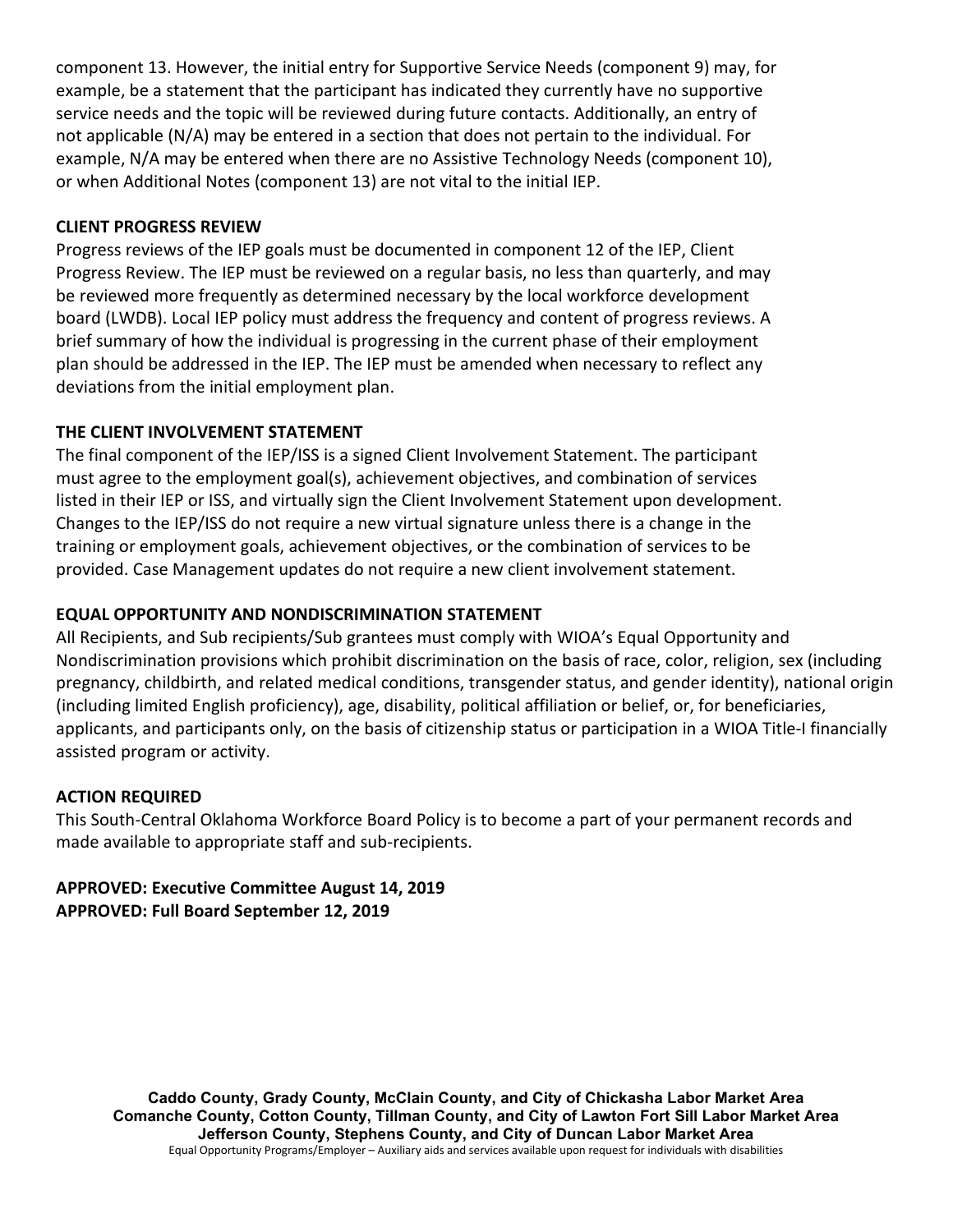component 13. However, the initial entry for Supportive Service Needs (component 9) may, for example, be a statement that the participant has indicated they currently have no supportive service needs and the topic will be reviewed during future contacts. Additionally, an entry of not applicable (N/A) may be entered in a section that does not pertain to the individual. For example, N/A may be entered when there are no Assistive Technology Needs (component 10), or when Additional Notes (component 13) are not vital to the initial IEP.

## CLIENT PROGRESS REVIEW

Progress reviews of the IEP goals must be documented in component 12 of the IEP, Client Progress Review. The IEP must be reviewed on a regular basis, no less than quarterly, and may be reviewed more frequently as determined necessary by the local workforce development board (LWDB). Local IEP policy must address the frequency and content of progress reviews. A brief summary of how the individual is progressing in the current phase of their employment plan should be addressed in the IEP. The IEP must be amended when necessary to reflect any deviations from the initial employment plan.

## THE CLIENT INVOLVEMENT STATEMENT

The final component of the IEP/ISS is a signed Client Involvement Statement. The participant must agree to the employment goal(s), achievement objectives, and combination of services listed in their IEP or ISS, and virtually sign the Client Involvement Statement upon development. Changes to the IEP/ISS do not require a new virtual signature unless there is a change in the training or employment goals, achievement objectives, or the combination of services to be provided. Case Management updates do not require a new client involvement statement.

## EQUAL OPPORTUNITY AND NONDISCRIMINATION STATEMENT

All Recipients, and Sub recipients/Sub grantees must comply with WIOA's Equal Opportunity and Nondiscrimination provisions which prohibit discrimination on the basis of race, color, religion, sex (including pregnancy, childbirth, and related medical conditions, transgender status, and gender identity), national origin (including limited English proficiency), age, disability, political affiliation or belief, or, for beneficiaries, applicants, and participants only, on the basis of citizenship status or participation in a WIOA Title-I financially assisted program or activity.

## ACTION REQUIRED

This South-Central Oklahoma Workforce Board Policy is to become a part of your permanent records and made available to appropriate staff and sub-recipients.

**APPROVED: Executive Committee August 14, 2019**
**APPROVED: Full Board September 12, 2019**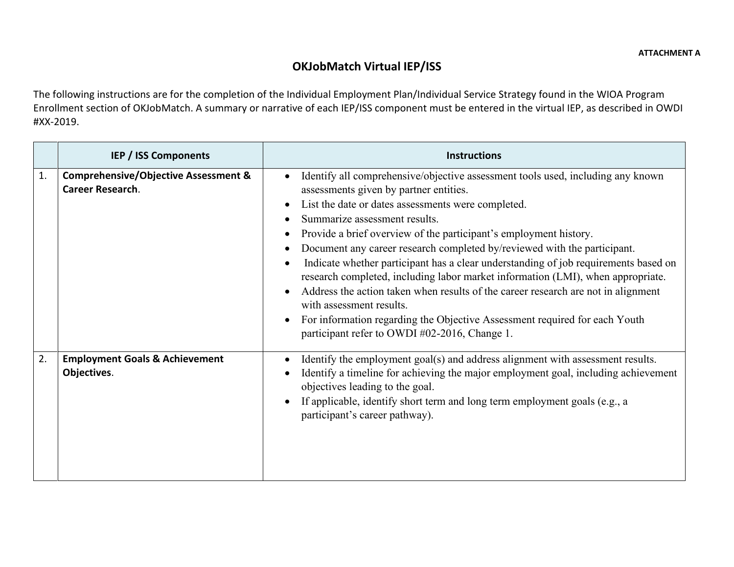**ATTACHMENT A**

# OKJobMatch Virtual IEP/ISS

The following instructions are for the completion of the Individual Employment Plan/Individual Service Strategy found in the WIOA Program Enrollment section of OKJobMatch. A summary or narrative of each IEP/ISS component must be entered in the virtual IEP, as described in OWDI #XX-2019.

| | IEP / ISS Components | Instructions |
|---|---|---|
| 1. | **Comprehensive/Objective Assessment & Career Research**. | • Identify all comprehensive/objective assessment tools used, including any known assessments given by partner entities.<br>• List the date or dates assessments were completed.<br>• Summarize assessment results.<br>• Provide a brief overview of the participant's employment history.<br>• Document any career research completed by/reviewed with the participant.<br>• Indicate whether participant has a clear understanding of job requirements based on research completed, including labor market information (LMI), when appropriate.<br>• Address the action taken when results of the career research are not in alignment with assessment results.<br>• For information regarding the Objective Assessment required for each Youth participant refer to OWDI #02-2016, Change 1. |
| 2. | **Employment Goals & Achievement Objectives**. | • Identify the employment goal(s) and address alignment with assessment results.<br>• Identify a timeline for achieving the major employment goal, including achievement objectives leading to the goal.<br>• If applicable, identify short term and long term employment goals (e.g., a participant's career pathway). |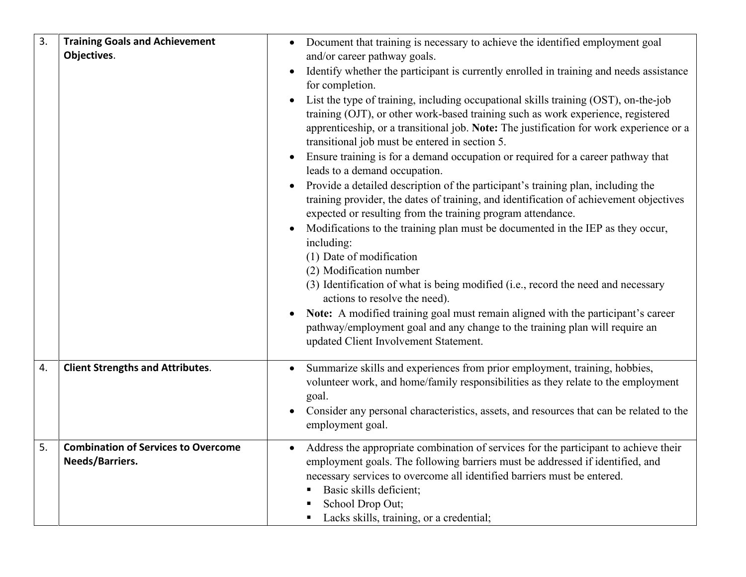| | | |
|---|---|---|
| 3. | **Training Goals and Achievement Objectives**. | • Document that training is necessary to achieve the identified employment goal and/or career pathway goals.<br>• Identify whether the participant is currently enrolled in training and needs assistance for completion.<br>• List the type of training, including occupational skills training (OST), on-the-job training (OJT), or other work-based training such as work experience, registered apprenticeship, or a transitional job. **Note:** The justification for work experience or a transitional job must be entered in section 5.<br>• Ensure training is for a demand occupation or required for a career pathway that leads to a demand occupation.<br>• Provide a detailed description of the participant's training plan, including the training provider, the dates of training, and identification of achievement objectives expected or resulting from the training program attendance.<br>• Modifications to the training plan must be documented in the IEP as they occur, including:<br>(1) Date of modification<br>(2) Modification number<br>(3) Identification of what is being modified (i.e., record the need and necessary actions to resolve the need).<br>• **Note:** A modified training goal must remain aligned with the participant's career pathway/employment goal and any change to the training plan will require an updated Client Involvement Statement. |
| 4. | **Client Strengths and Attributes**. | • Summarize skills and experiences from prior employment, training, hobbies, volunteer work, and home/family responsibilities as they relate to the employment goal.<br>• Consider any personal characteristics, assets, and resources that can be related to the employment goal. |
| 5. | **Combination of Services to Overcome Needs/Barriers.** | • Address the appropriate combination of services for the participant to achieve their employment goals. The following barriers must be addressed if identified, and necessary services to overcome all identified barriers must be entered.<br>▪ Basic skills deficient;<br>▪ School Drop Out;<br>▪ Lacks skills, training, or a credential; |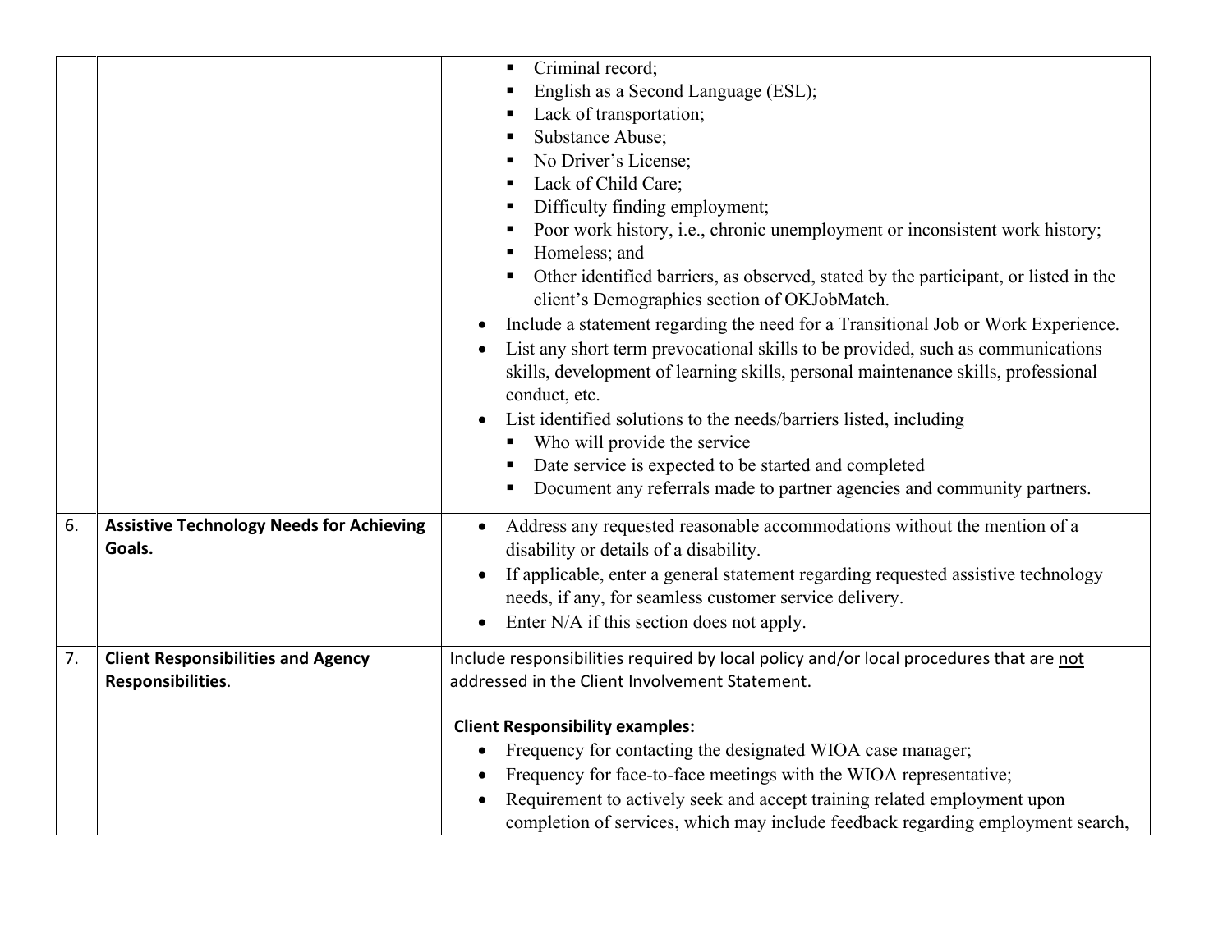| | | |
|---|---|---|
| | | ▪ Criminal record;<br>▪ English as a Second Language (ESL);<br>▪ Lack of transportation;<br>▪ Substance Abuse;<br>▪ No Driver's License;<br>▪ Lack of Child Care;<br>▪ Difficulty finding employment;<br>▪ Poor work history, i.e., chronic unemployment or inconsistent work history;<br>▪ Homeless; and<br>▪ Other identified barriers, as observed, stated by the participant, or listed in the client's Demographics section of OKJobMatch.<br>• Include a statement regarding the need for a Transitional Job or Work Experience.<br>• List any short term prevocational skills to be provided, such as communications skills, development of learning skills, personal maintenance skills, professional conduct, etc.<br>• List identified solutions to the needs/barriers listed, including<br>▪ Who will provide the service<br>▪ Date service is expected to be started and completed<br>▪ Document any referrals made to partner agencies and community partners. |
| 6. | **Assistive Technology Needs for Achieving Goals.** | • Address any requested reasonable accommodations without the mention of a disability or details of a disability.<br>• If applicable, enter a general statement regarding requested assistive technology needs, if any, for seamless customer service delivery.<br>• Enter N/A if this section does not apply. |
| 7. | **Client Responsibilities and Agency Responsibilities**. | Include responsibilities required by local policy and/or local procedures that are <u>not</u> addressed in the Client Involvement Statement.<br><br>**Client Responsibility examples:**<br>• Frequency for contacting the designated WIOA case manager;<br>• Frequency for face-to-face meetings with the WIOA representative;<br>• Requirement to actively seek and accept training related employment upon completion of services, which may include feedback regarding employment search, |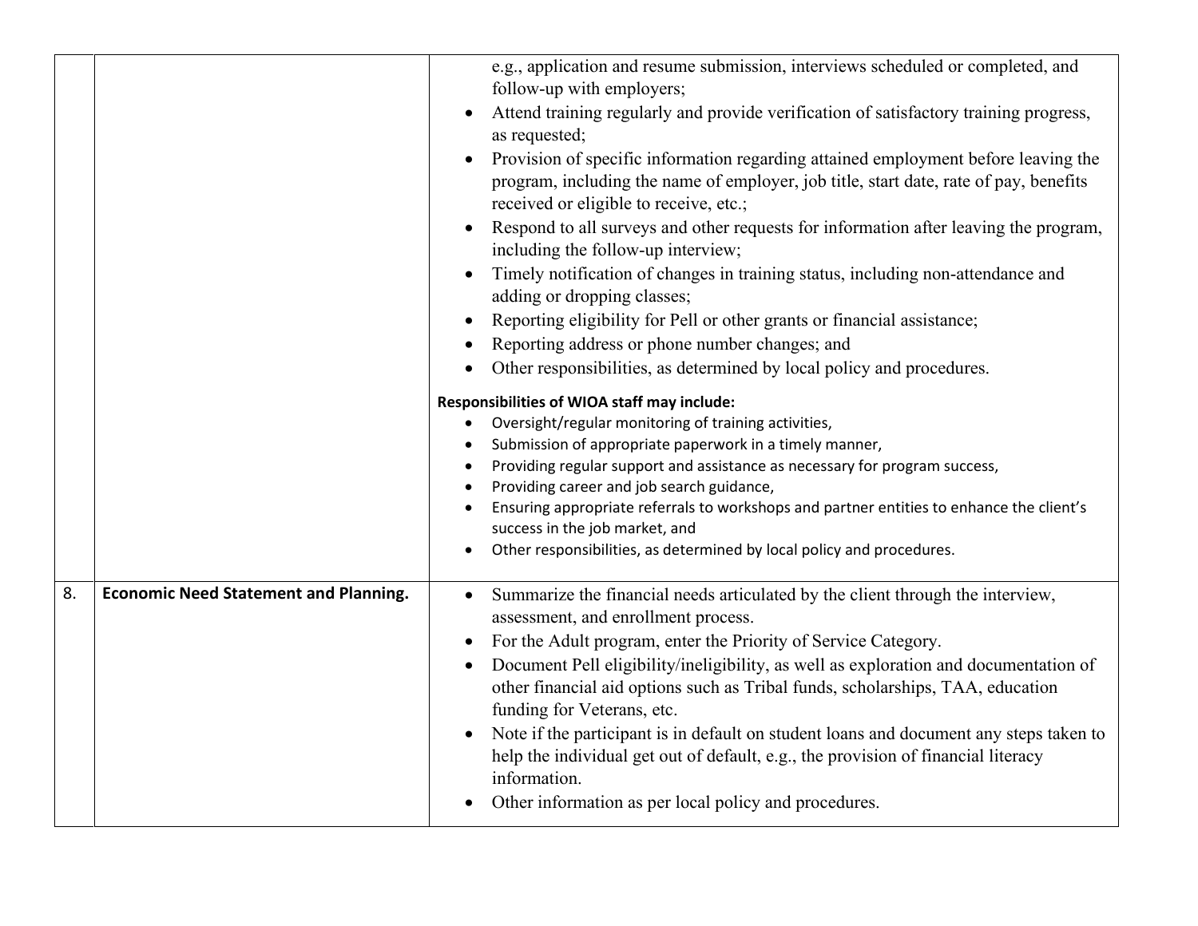| | | |
|---|---|---|
| | | e.g., application and resume submission, interviews scheduled or completed, and follow-up with employers;<br>• Attend training regularly and provide verification of satisfactory training progress, as requested;<br>• Provision of specific information regarding attained employment before leaving the program, including the name of employer, job title, start date, rate of pay, benefits received or eligible to receive, etc.;<br>• Respond to all surveys and other requests for information after leaving the program, including the follow-up interview;<br>• Timely notification of changes in training status, including non-attendance and adding or dropping classes;<br>• Reporting eligibility for Pell or other grants or financial assistance;<br>• Reporting address or phone number changes; and<br>• Other responsibilities, as determined by local policy and procedures.<br><br>**Responsibilities of WIOA staff may include:**<br>• Oversight/regular monitoring of training activities,<br>• Submission of appropriate paperwork in a timely manner,<br>• Providing regular support and assistance as necessary for program success,<br>• Providing career and job search guidance,<br>• Ensuring appropriate referrals to workshops and partner entities to enhance the client's success in the job market, and<br>• Other responsibilities, as determined by local policy and procedures. |
| 8. | **Economic Need Statement and Planning.** | • Summarize the financial needs articulated by the client through the interview, assessment, and enrollment process.<br>• For the Adult program, enter the Priority of Service Category.<br>• Document Pell eligibility/ineligibility, as well as exploration and documentation of other financial aid options such as Tribal funds, scholarships, TAA, education funding for Veterans, etc.<br>• Note if the participant is in default on student loans and document any steps taken to help the individual get out of default, e.g., the provision of financial literacy information.<br>• Other information as per local policy and procedures. |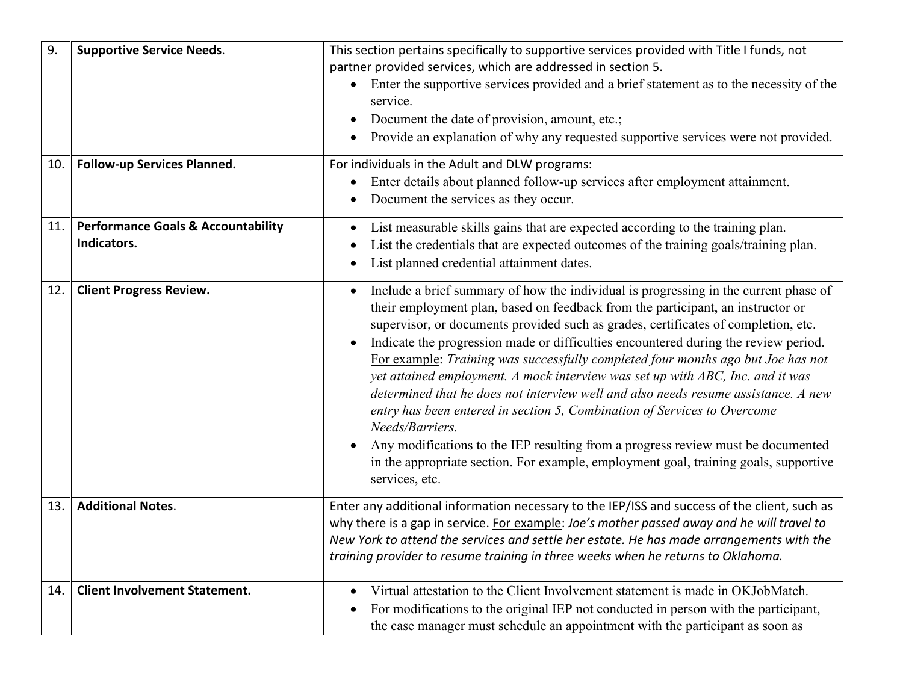| | | |
|---|---|---|
| 9. | **Supportive Service Needs**. | This section pertains specifically to supportive services provided with Title I funds, not partner provided services, which are addressed in section 5.<br>• Enter the supportive services provided and a brief statement as to the necessity of the service.<br>• Document the date of provision, amount, etc.;<br>• Provide an explanation of why any requested supportive services were not provided. |
| 10. | **Follow-up Services Planned.** | For individuals in the Adult and DLW programs:<br>• Enter details about planned follow-up services after employment attainment.<br>• Document the services as they occur. |
| 11. | **Performance Goals & Accountability Indicators.** | • List measurable skills gains that are expected according to the training plan.<br>• List the credentials that are expected outcomes of the training goals/training plan.<br>• List planned credential attainment dates. |
| 12. | **Client Progress Review.** | • Include a brief summary of how the individual is progressing in the current phase of their employment plan, based on feedback from the participant, an instructor or supervisor, or documents provided such as grades, certificates of completion, etc.<br>• Indicate the progression made or difficulties encountered during the review period. <u>For example</u>: *Training was successfully completed four months ago but Joe has not yet attained employment. A mock interview was set up with ABC, Inc. and it was determined that he does not interview well and also needs resume assistance. A new entry has been entered in section 5, Combination of Services to Overcome Needs/Barriers.*<br>• Any modifications to the IEP resulting from a progress review must be documented in the appropriate section. For example, employment goal, training goals, supportive services, etc. |
| 13. | **Additional Notes**. | Enter any additional information necessary to the IEP/ISS and success of the client, such as why there is a gap in service. <u>For example</u>: *Joe's mother passed away and he will travel to New York to attend the services and settle her estate. He has made arrangements with the training provider to resume training in three weeks when he returns to Oklahoma.* |
| 14. | **Client Involvement Statement.** | • Virtual attestation to the Client Involvement statement is made in OKJobMatch.<br>• For modifications to the original IEP not conducted in person with the participant, the case manager must schedule an appointment with the participant as soon as |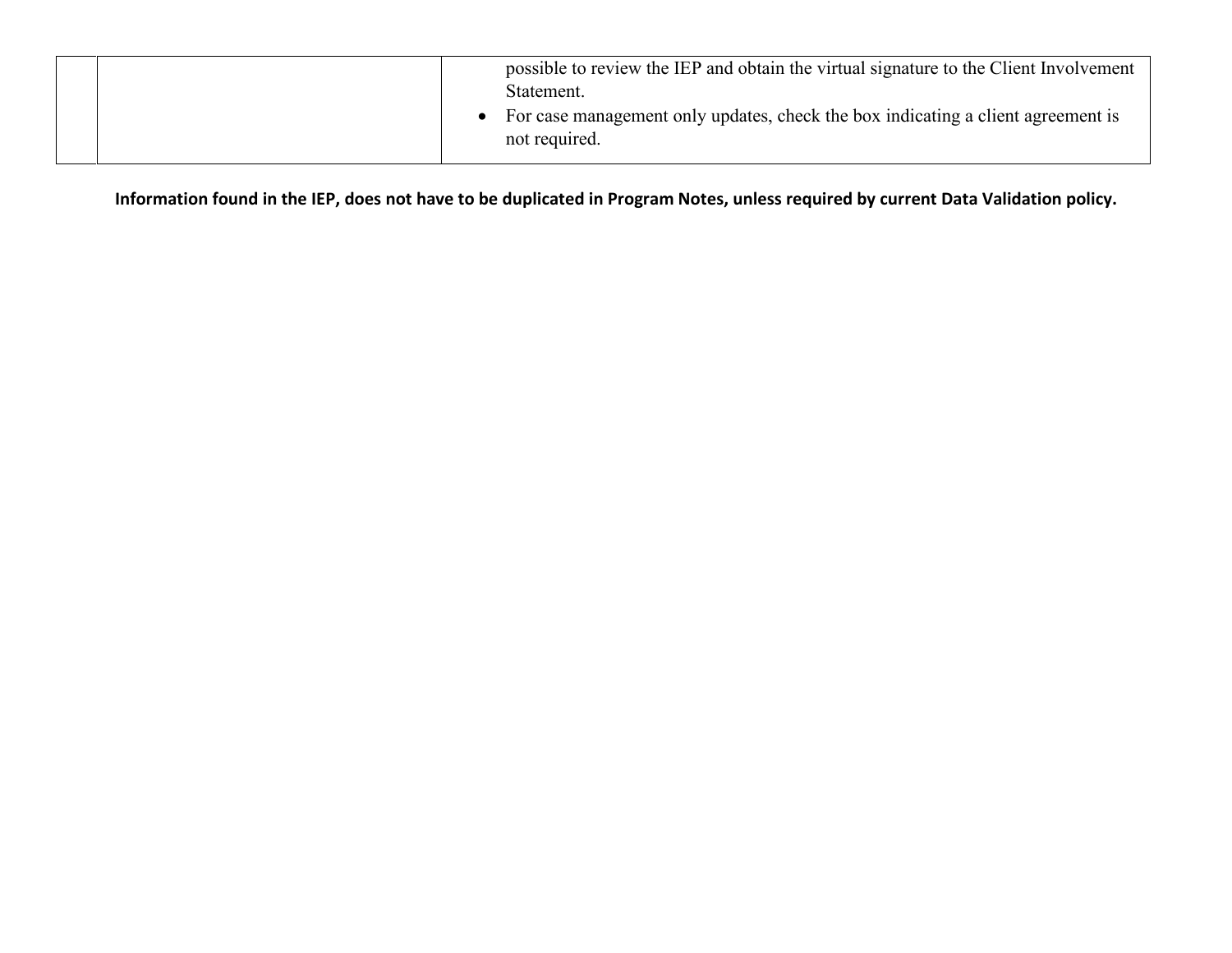| | | |
|---|---|---|
| | | possible to review the IEP and obtain the virtual signature to the Client Involvement Statement.<br>• For case management only updates, check the box indicating a client agreement is not required. |

**Information found in the IEP, does not have to be duplicated in Program Notes, unless required by current Data Validation policy.**